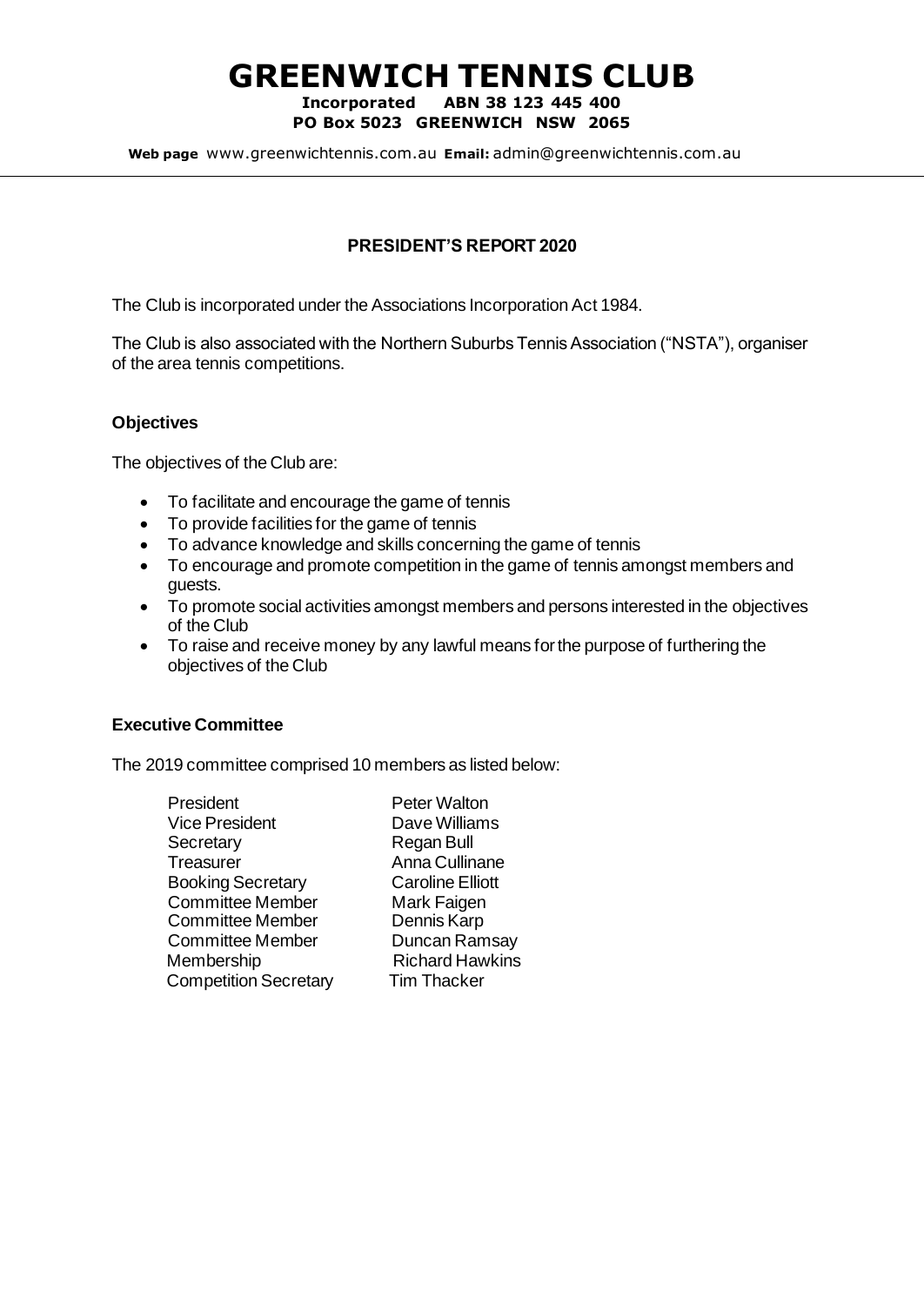# GREENWICH TENNIS CLUB

**Incorporated ABN 38 123 445 400**
**PO Box 5023 GREENWICH NSW 2065**

**Web page** www.greenwichtennis.com.au **Email:** admin@greenwichtennis.com.au

## PRESIDENT'S REPORT 2020

The Club is incorporated under the Associations Incorporation Act 1984.

The Club is also associated with the Northern Suburbs Tennis Association ("NSTA"), organiser of the area tennis competitions.

### Objectives

The objectives of the Club are:

- To facilitate and encourage the game of tennis
- To provide facilities for the game of tennis
- To advance knowledge and skills concerning the game of tennis
- To encourage and promote competition in the game of tennis amongst members and guests.
- To promote social activities amongst members and persons interested in the objectives of the Club
- To raise and receive money by any lawful means for the purpose of furthering the objectives of the Club

### Executive Committee

The 2019 committee comprised 10 members as listed below:

| | |
|---|---|
| President | Peter Walton |
| Vice President | Dave Williams |
| Secretary | Regan Bull |
| Treasurer | Anna Cullinane |
| Booking Secretary | Caroline Elliott |
| Committee Member | Mark Faigen |
| Committee Member | Dennis Karp |
| Committee Member | Duncan Ramsay |
| Membership | Richard Hawkins |
| Competition Secretary | Tim Thacker |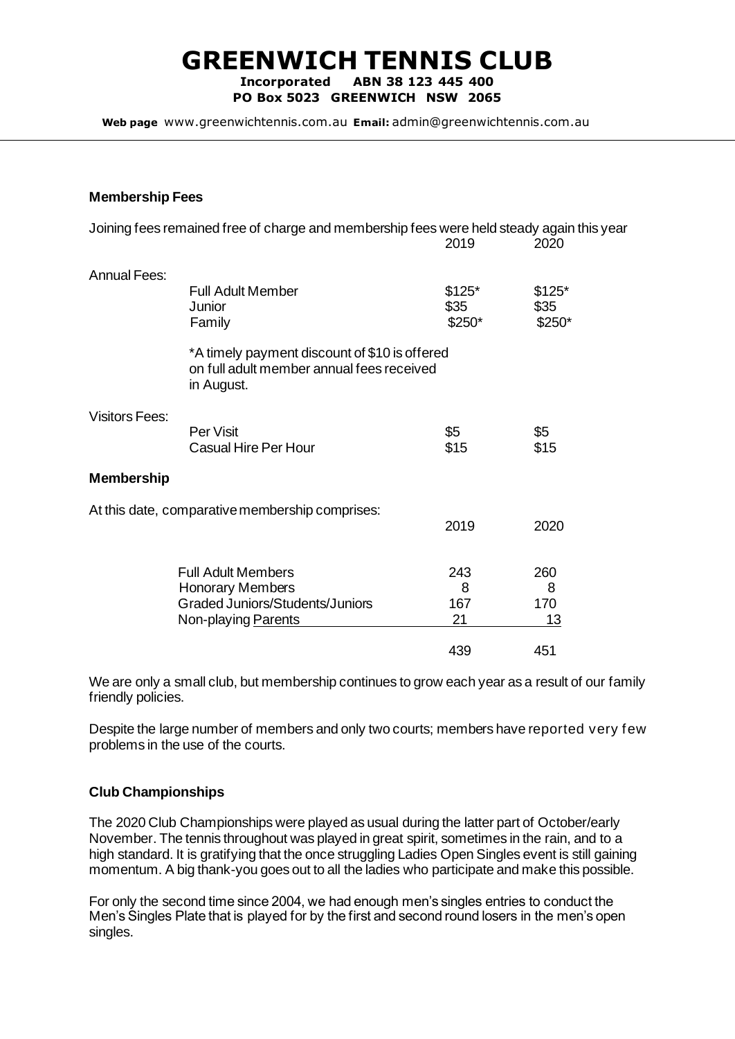# GREENWICH TENNIS CLUB

**Incorporated ABN 38 123 445 400**
**PO Box 5023 GREENWICH NSW 2065**

**Web page** www.greenwichtennis.com.au **Email:** admin@greenwichtennis.com.au

### Membership Fees

Joining fees remained free of charge and membership fees were held steady again this year

| | | 2019 | 2020 |
|---|---|---|---|
| Annual Fees: | | | |
| | Full Adult Member | $125* | $125* |
| | Junior | $35 | $35 |
| | Family | $250* | $250* |
| Visitors Fees: | | | |
| | Per Visit | $5 | $5 |
| | Casual Hire Per Hour | $15 | $15 |

*A timely payment discount of $10 is offered on full adult member annual fees received in August.

### Membership

At this date, comparative membership comprises:

| | 2019 | 2020 |
|---|---|---|
| Full Adult Members | 243 | 260 |
| Honorary Members | 8 | 8 |
| Graded Juniors/Students/Juniors | 167 | 170 |
| Non-playing Parents | 21 | 13 |
| | 439 | 451 |

We are only a small club, but membership continues to grow each year as a result of our family friendly policies.

Despite the large number of members and only two courts; members have reported very few problems in the use of the courts.

### Club Championships

The 2020 Club Championships were played as usual during the latter part of October/early November. The tennis throughout was played in great spirit, sometimes in the rain, and to a high standard. It is gratifying that the once struggling Ladies Open Singles event is still gaining momentum. A big thank-you goes out to all the ladies who participate and make this possible.

For only the second time since 2004, we had enough men's singles entries to conduct the Men's Singles Plate that is played for by the first and second round losers in the men's open singles.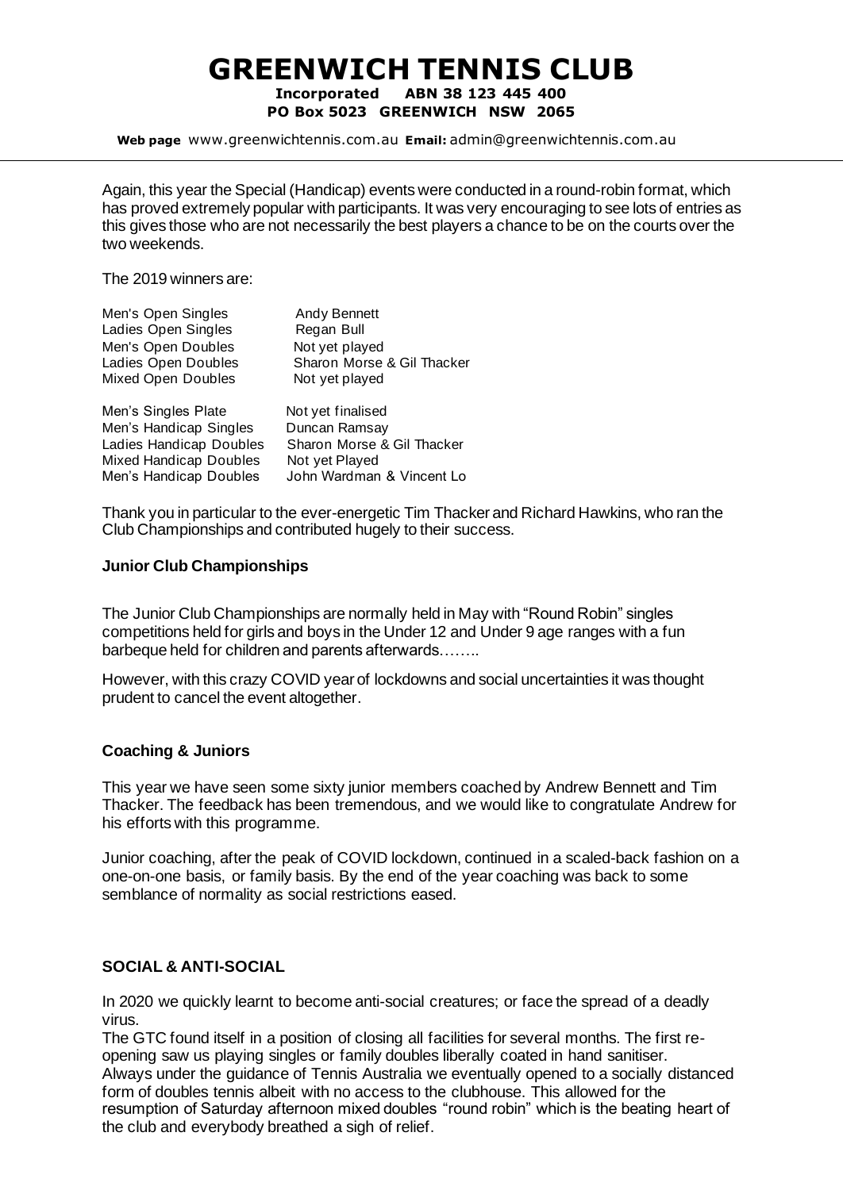Again, this year the Special (Handicap) events were conducted in a round-robin format, which has proved extremely popular with participants. It was very encouraging to see lots of entries as this gives those who are not necessarily the best players a chance to be on the courts over the two weekends.

The 2019 winners are:

| | |
|---|---|
| Men's Open Singles | Andy Bennett |
| Ladies Open Singles | Regan Bull |
| Men's Open Doubles | Not yet played |
| Ladies Open Doubles | Sharon Morse & Gil Thacker |
| Mixed Open Doubles | Not yet played |

| | |
|---|---|
| Men's Singles Plate | Not yet finalised |
| Men's Handicap Singles | Duncan Ramsay |
| Ladies Handicap Doubles | Sharon Morse & Gil Thacker |
| Mixed Handicap Doubles | Not yet Played |
| Men's Handicap Doubles | John Wardman & Vincent Lo |

Thank you in particular to the ever-energetic Tim Thacker and Richard Hawkins, who ran the Club Championships and contributed hugely to their success.

**Junior Club Championships**

The Junior Club Championships are normally held in May with "Round Robin" singles competitions held for girls and boys in the Under 12 and Under 9 age ranges with a fun barbeque held for children and parents afterwards……..

However, with this crazy COVID year of lockdowns and social uncertainties it was thought prudent to cancel the event altogether.

**Coaching & Juniors**

This year we have seen some sixty junior members coached by Andrew Bennett and Tim Thacker. The feedback has been tremendous, and we would like to congratulate Andrew for his efforts with this programme.

Junior coaching, after the peak of COVID lockdown, continued in a scaled-back fashion on a one-on-one basis, or family basis. By the end of the year coaching was back to some semblance of normality as social restrictions eased.

**SOCIAL & ANTI-SOCIAL**

In 2020 we quickly learnt to become anti-social creatures; or face the spread of a deadly virus.

The GTC found itself in a position of closing all facilities for several months. The first re-opening saw us playing singles or family doubles liberally coated in hand sanitiser.

Always under the guidance of Tennis Australia we eventually opened to a socially distanced form of doubles tennis albeit with no access to the clubhouse. This allowed for the resumption of Saturday afternoon mixed doubles "round robin" which is the beating heart of the club and everybody breathed a sigh of relief.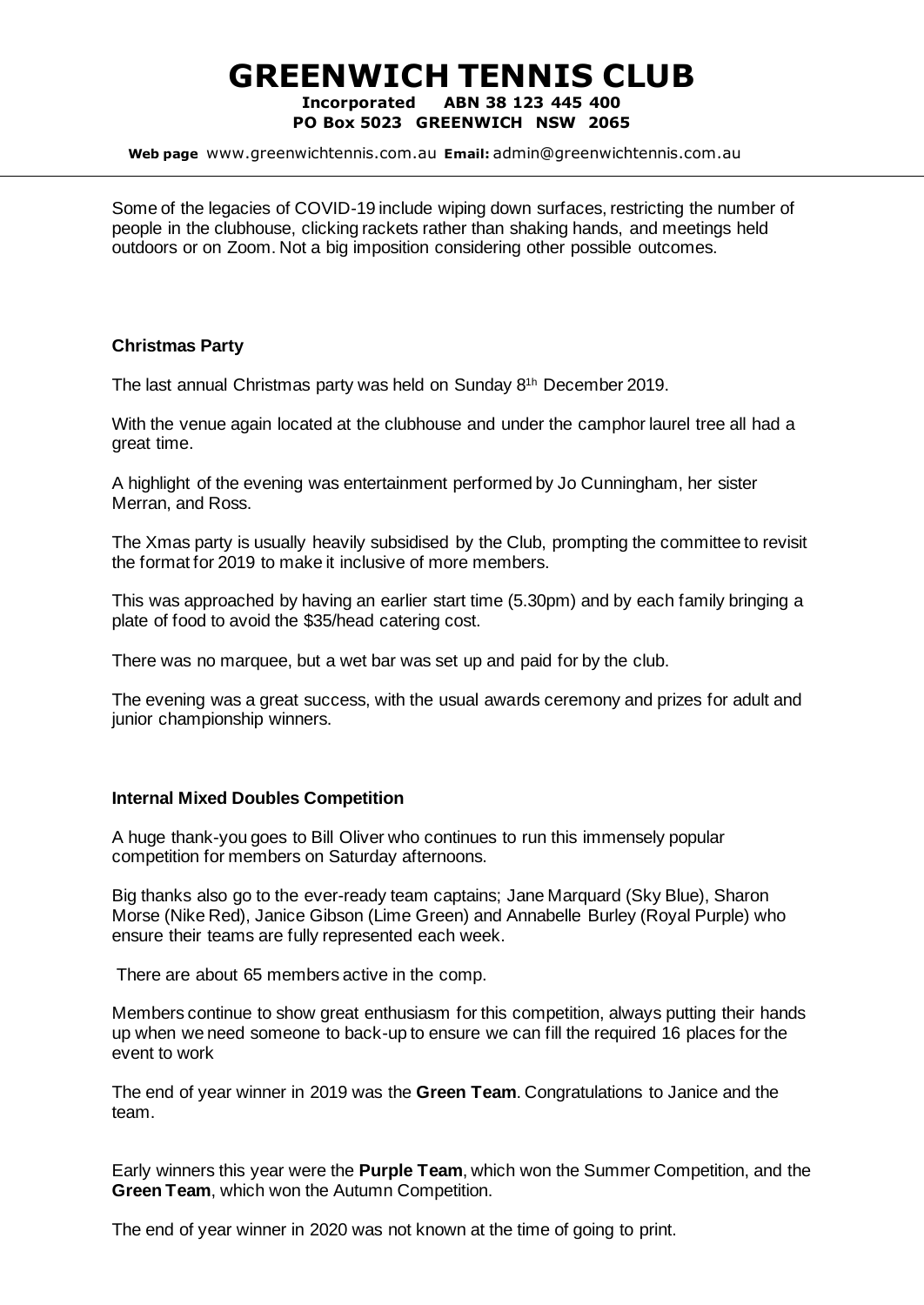Some of the legacies of COVID-19 include wiping down surfaces, restricting the number of people in the clubhouse, clicking rackets rather than shaking hands, and meetings held outdoors or on Zoom. Not a big imposition considering other possible outcomes.

### Christmas Party

The last annual Christmas party was held on Sunday 8[1h] December 2019.

With the venue again located at the clubhouse and under the camphor laurel tree all had a great time.

A highlight of the evening was entertainment performed by Jo Cunningham, her sister Merran, and Ross.

The Xmas party is usually heavily subsidised by the Club, prompting the committee to revisit the format for 2019 to make it inclusive of more members.

This was approached by having an earlier start time (5.30pm) and by each family bringing a plate of food to avoid the $35/head catering cost.

There was no marquee, but a wet bar was set up and paid for by the club.

The evening was a great success, with the usual awards ceremony and prizes for adult and junior championship winners.

### Internal Mixed Doubles Competition

A huge thank-you goes to Bill Oliver who continues to run this immensely popular competition for members on Saturday afternoons.

Big thanks also go to the ever-ready team captains; Jane Marquard (Sky Blue), Sharon Morse (Nike Red), Janice Gibson (Lime Green) and Annabelle Burley (Royal Purple) who ensure their teams are fully represented each week.

There are about 65 members active in the comp.

Members continue to show great enthusiasm for this competition, always putting their hands up when we need someone to back-up to ensure we can fill the required 16 places for the event to work

The end of year winner in 2019 was the **Green Team**. Congratulations to Janice and the team.

Early winners this year were the **Purple Team**, which won the Summer Competition, and the **Green Team**, which won the Autumn Competition.

The end of year winner in 2020 was not known at the time of going to print.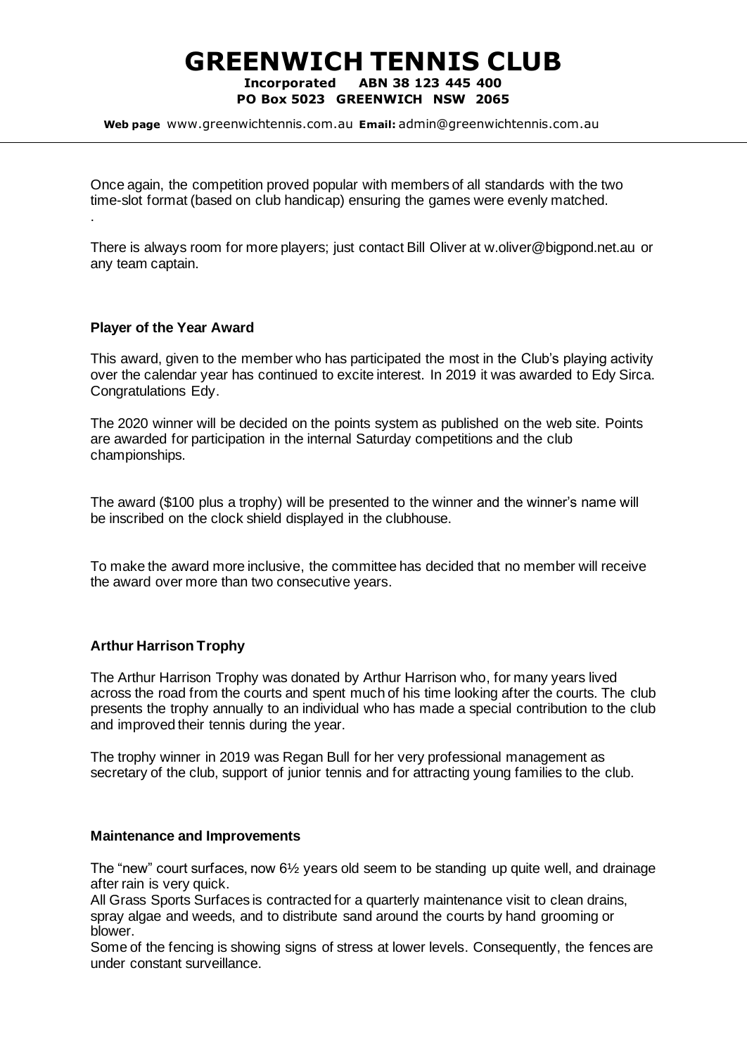Once again, the competition proved popular with members of all standards with the two time-slot format (based on club handicap) ensuring the games were evenly matched.

.

There is always room for more players; just contact Bill Oliver at w.oliver@bigpond.net.au or any team captain.

### Player of the Year Award

This award, given to the member who has participated the most in the Club's playing activity over the calendar year has continued to excite interest. In 2019 it was awarded to Edy Sirca. Congratulations Edy.

The 2020 winner will be decided on the points system as published on the web site. Points are awarded for participation in the internal Saturday competitions and the club championships.

The award ($100 plus a trophy) will be presented to the winner and the winner's name will be inscribed on the clock shield displayed in the clubhouse.

To make the award more inclusive, the committee has decided that no member will receive the award over more than two consecutive years.

### Arthur Harrison Trophy

The Arthur Harrison Trophy was donated by Arthur Harrison who, for many years lived across the road from the courts and spent much of his time looking after the courts. The club presents the trophy annually to an individual who has made a special contribution to the club and improved their tennis during the year.

The trophy winner in 2019 was Regan Bull for her very professional management as secretary of the club, support of junior tennis and for attracting young families to the club.

### Maintenance and Improvements

The "new" court surfaces, now 6½ years old seem to be standing up quite well, and drainage after rain is very quick.

All Grass Sports Surfaces is contracted for a quarterly maintenance visit to clean drains, spray algae and weeds, and to distribute sand around the courts by hand grooming or blower.

Some of the fencing is showing signs of stress at lower levels. Consequently, the fences are under constant surveillance.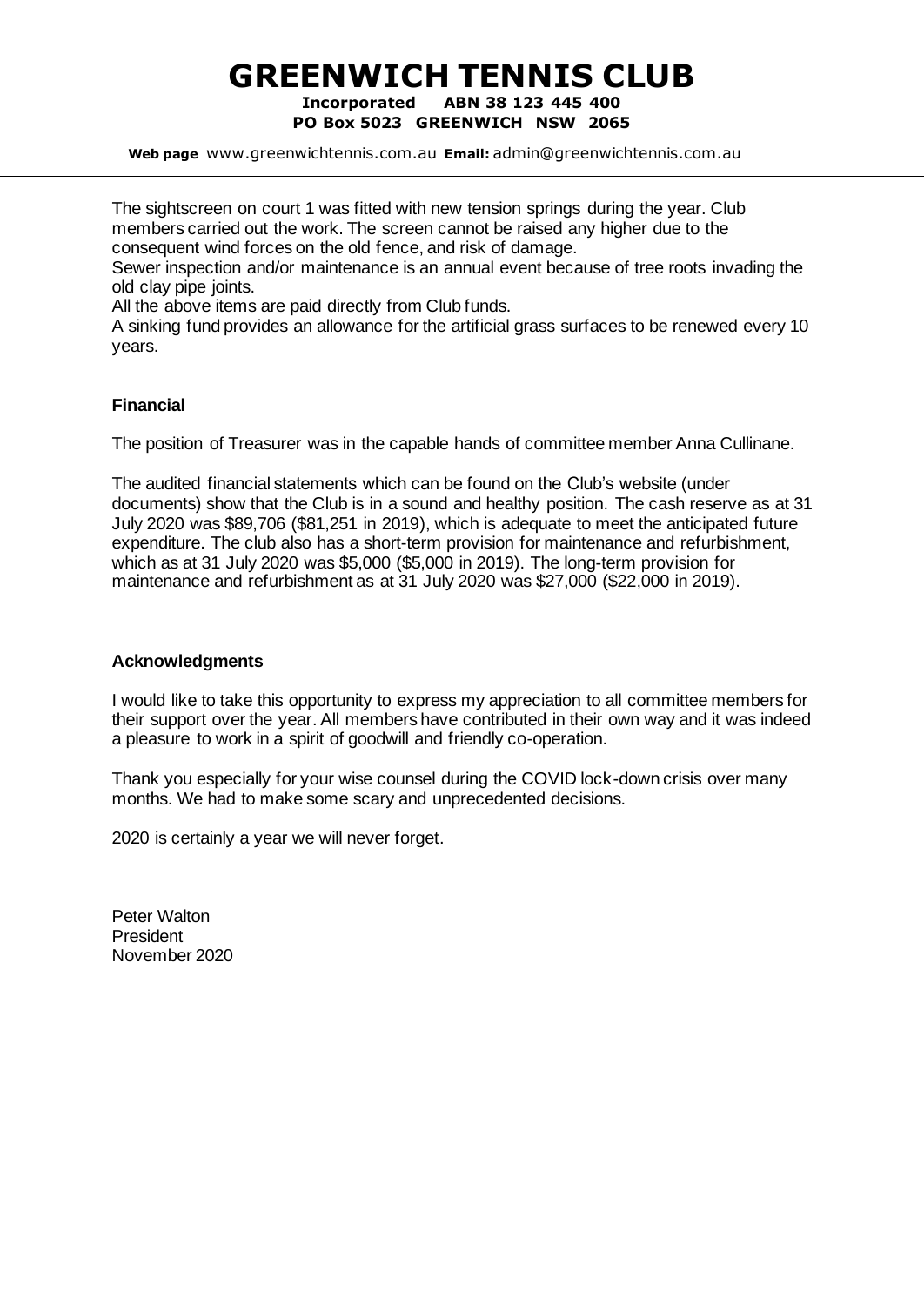The sightscreen on court 1 was fitted with new tension springs during the year. Club members carried out the work. The screen cannot be raised any higher due to the consequent wind forces on the old fence, and risk of damage.
Sewer inspection and/or maintenance is an annual event because of tree roots invading the old clay pipe joints.
All the above items are paid directly from Club funds.
A sinking fund provides an allowance for the artificial grass surfaces to be renewed every 10 years.

**Financial**

The position of Treasurer was in the capable hands of committee member Anna Cullinane.

The audited financial statements which can be found on the Club's website (under documents) show that the Club is in a sound and healthy position. The cash reserve as at 31 July 2020 was $89,706 ($81,251 in 2019), which is adequate to meet the anticipated future expenditure. The club also has a short-term provision for maintenance and refurbishment, which as at 31 July 2020 was $5,000 ($5,000 in 2019). The long-term provision for maintenance and refurbishment as at 31 July 2020 was $27,000 ($22,000 in 2019).

**Acknowledgments**

I would like to take this opportunity to express my appreciation to all committee members for their support over the year. All members have contributed in their own way and it was indeed a pleasure to work in a spirit of goodwill and friendly co-operation.

Thank you especially for your wise counsel during the COVID lock-down crisis over many months. We had to make some scary and unprecedented decisions.

2020 is certainly a year we will never forget.

Peter Walton
President
November 2020